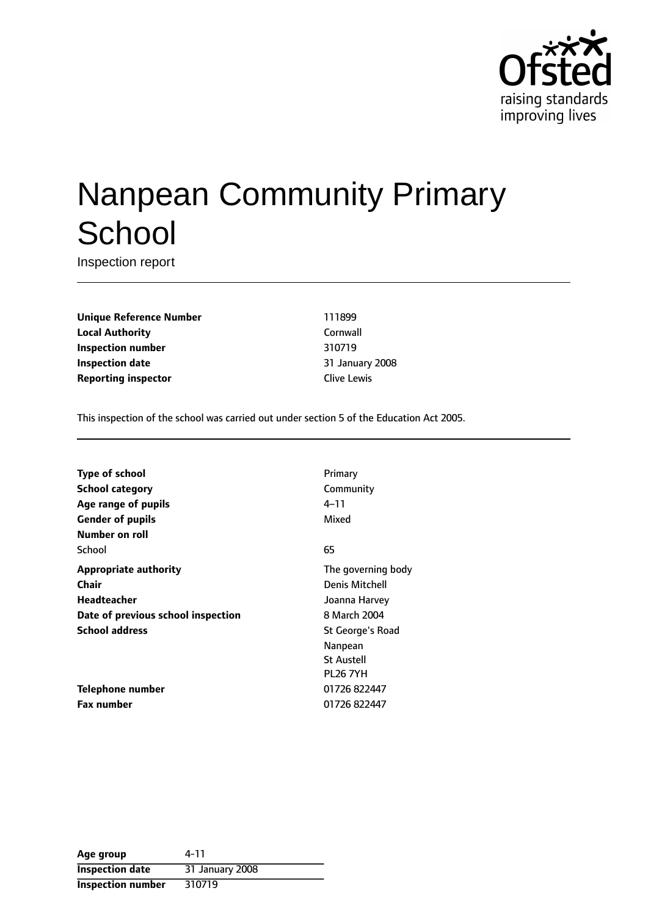Ofsted
raising standards
improving lives

# Nanpean Community Primary School

Inspection report

| | |
|---|---|
| **Unique Reference Number** | 111899 |
| **Local Authority** | Cornwall |
| **Inspection number** | 310719 |
| **Inspection date** | 31 January 2008 |
| **Reporting inspector** | Clive Lewis |

This inspection of the school was carried out under section 5 of the Education Act 2005.

| | |
|---|---|
| **Type of school** | Primary |
| **School category** | Community |
| **Age range of pupils** | 4–11 |
| **Gender of pupils** | Mixed |
| **Number on roll** | |
| School | 65 |
| **Appropriate authority** | The governing body |
| **Chair** | Denis Mitchell |
| **Headteacher** | Joanna Harvey |
| **Date of previous school inspection** | 8 March 2004 |
| **School address** | St George's Road<br>Nanpean<br>St Austell<br>PL26 7YH |
| **Telephone number** | 01726 822447 |
| **Fax number** | 01726 822447 |

| | |
|---|---|
| **Age group** | 4-11 |
| **Inspection date** | 31 January 2008 |
| **Inspection number** | 310719 |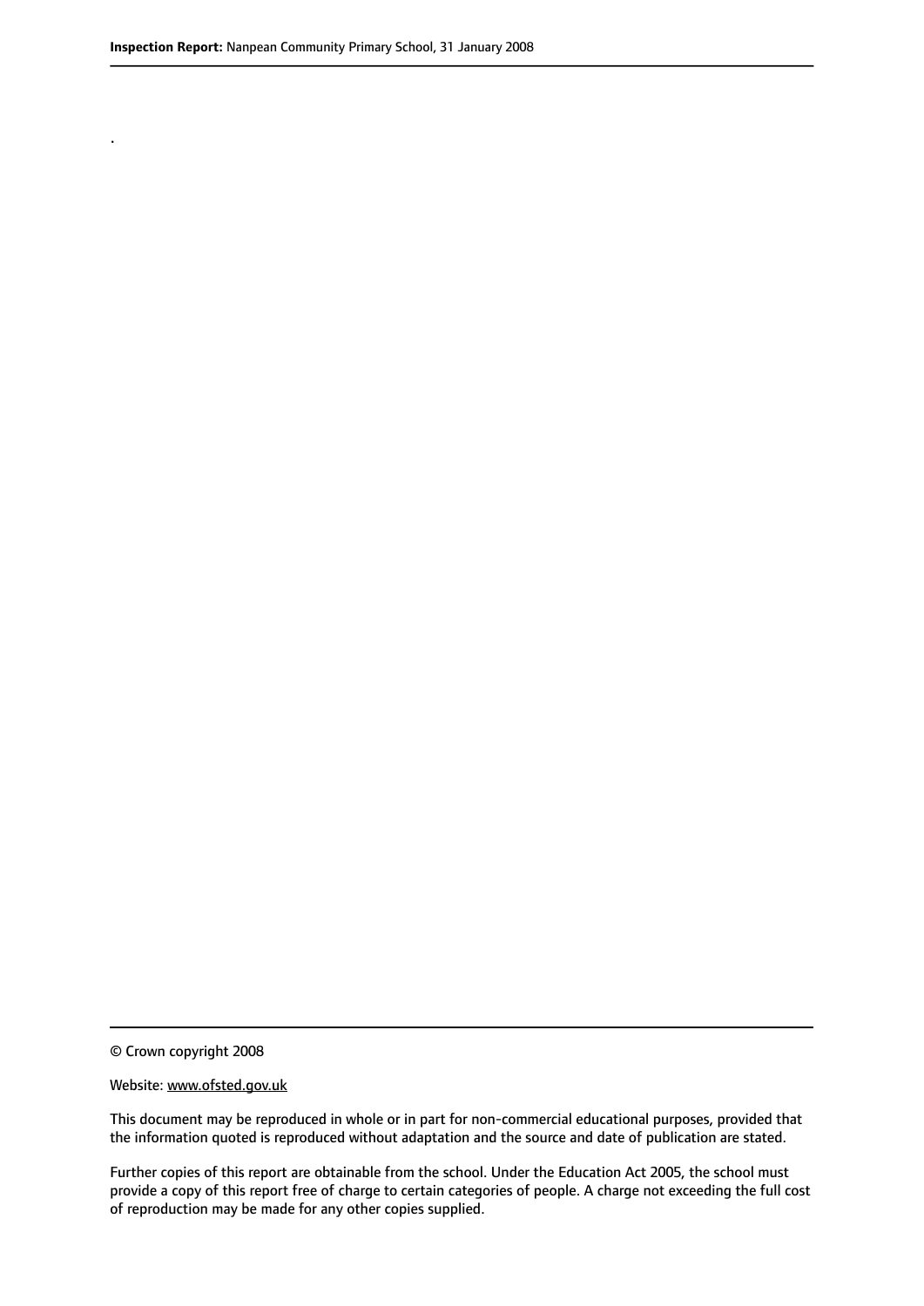.

© Crown copyright 2008

Website: www.ofsted.gov.uk

This document may be reproduced in whole or in part for non-commercial educational purposes, provided that the information quoted is reproduced without adaptation and the source and date of publication are stated.

Further copies of this report are obtainable from the school. Under the Education Act 2005, the school must provide a copy of this report free of charge to certain categories of people. A charge not exceeding the full cost of reproduction may be made for any other copies supplied.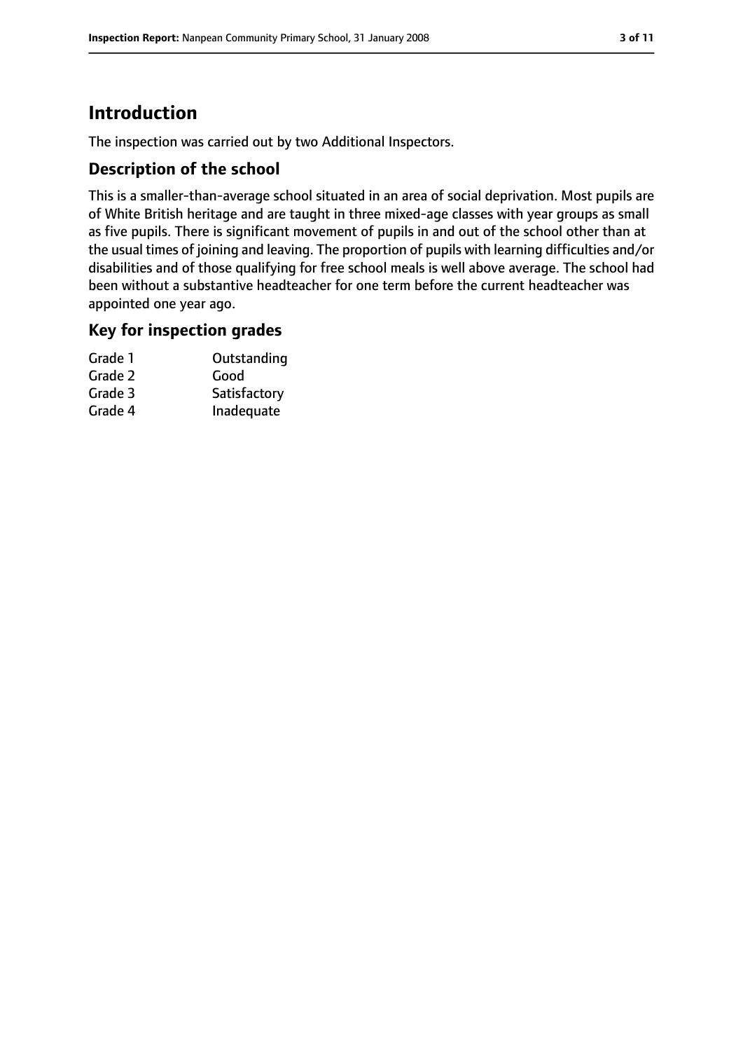## Introduction

The inspection was carried out by two Additional Inspectors.

### Description of the school

This is a smaller-than-average school situated in an area of social deprivation. Most pupils are of White British heritage and are taught in three mixed-age classes with year groups as small as five pupils. There is significant movement of pupils in and out of the school other than at the usual times of joining and leaving. The proportion of pupils with learning difficulties and/or disabilities and of those qualifying for free school meals is well above average. The school had been without a substantive headteacher for one term before the current headteacher was appointed one year ago.

### Key for inspection grades

| | |
|---|---|
| Grade 1 | Outstanding |
| Grade 2 | Good |
| Grade 3 | Satisfactory |
| Grade 4 | Inadequate |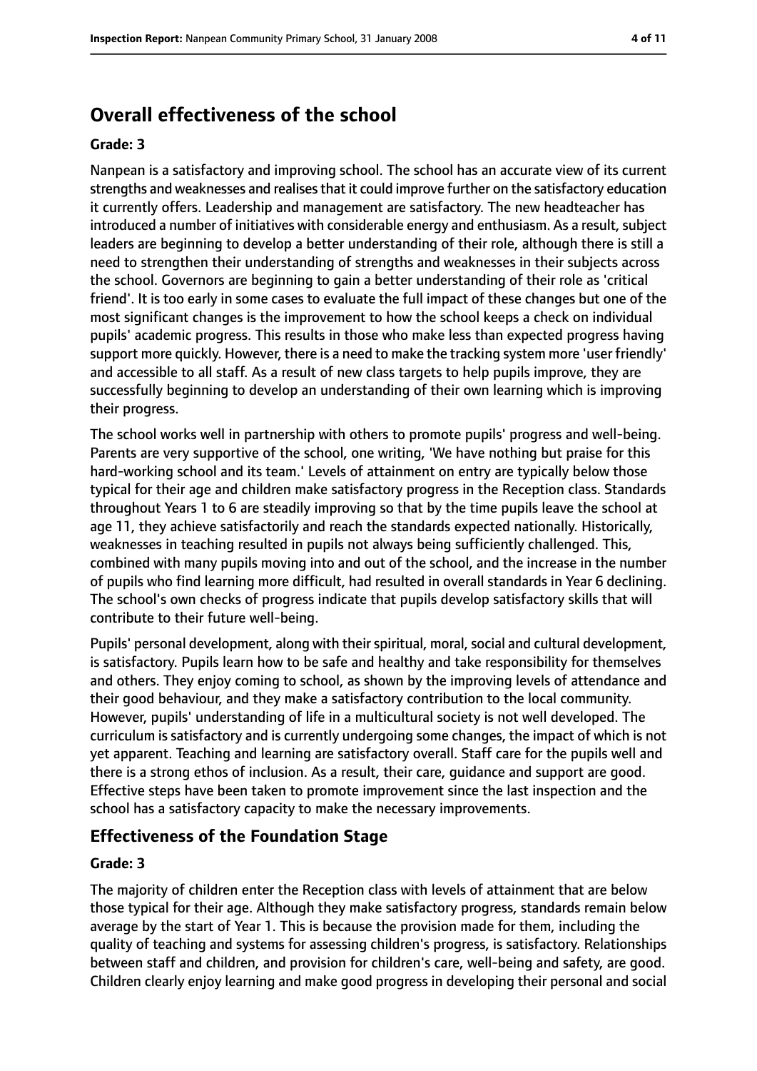## Overall effectiveness of the school

**Grade: 3**

Nanpean is a satisfactory and improving school. The school has an accurate view of its current strengths and weaknesses and realises that it could improve further on the satisfactory education it currently offers. Leadership and management are satisfactory. The new headteacher has introduced a number of initiatives with considerable energy and enthusiasm. As a result, subject leaders are beginning to develop a better understanding of their role, although there is still a need to strengthen their understanding of strengths and weaknesses in their subjects across the school. Governors are beginning to gain a better understanding of their role as 'critical friend'. It is too early in some cases to evaluate the full impact of these changes but one of the most significant changes is the improvement to how the school keeps a check on individual pupils' academic progress. This results in those who make less than expected progress having support more quickly. However, there is a need to make the tracking system more 'user friendly' and accessible to all staff. As a result of new class targets to help pupils improve, they are successfully beginning to develop an understanding of their own learning which is improving their progress.

The school works well in partnership with others to promote pupils' progress and well-being. Parents are very supportive of the school, one writing, 'We have nothing but praise for this hard-working school and its team.' Levels of attainment on entry are typically below those typical for their age and children make satisfactory progress in the Reception class. Standards throughout Years 1 to 6 are steadily improving so that by the time pupils leave the school at age 11, they achieve satisfactorily and reach the standards expected nationally. Historically, weaknesses in teaching resulted in pupils not always being sufficiently challenged. This, combined with many pupils moving into and out of the school, and the increase in the number of pupils who find learning more difficult, had resulted in overall standards in Year 6 declining. The school's own checks of progress indicate that pupils develop satisfactory skills that will contribute to their future well-being.

Pupils' personal development, along with their spiritual, moral, social and cultural development, is satisfactory. Pupils learn how to be safe and healthy and take responsibility for themselves and others. They enjoy coming to school, as shown by the improving levels of attendance and their good behaviour, and they make a satisfactory contribution to the local community. However, pupils' understanding of life in a multicultural society is not well developed. The curriculum is satisfactory and is currently undergoing some changes, the impact of which is not yet apparent. Teaching and learning are satisfactory overall. Staff care for the pupils well and there is a strong ethos of inclusion. As a result, their care, guidance and support are good. Effective steps have been taken to promote improvement since the last inspection and the school has a satisfactory capacity to make the necessary improvements.

### Effectiveness of the Foundation Stage

**Grade: 3**

The majority of children enter the Reception class with levels of attainment that are below those typical for their age. Although they make satisfactory progress, standards remain below average by the start of Year 1. This is because the provision made for them, including the quality of teaching and systems for assessing children's progress, is satisfactory. Relationships between staff and children, and provision for children's care, well-being and safety, are good. Children clearly enjoy learning and make good progress in developing their personal and social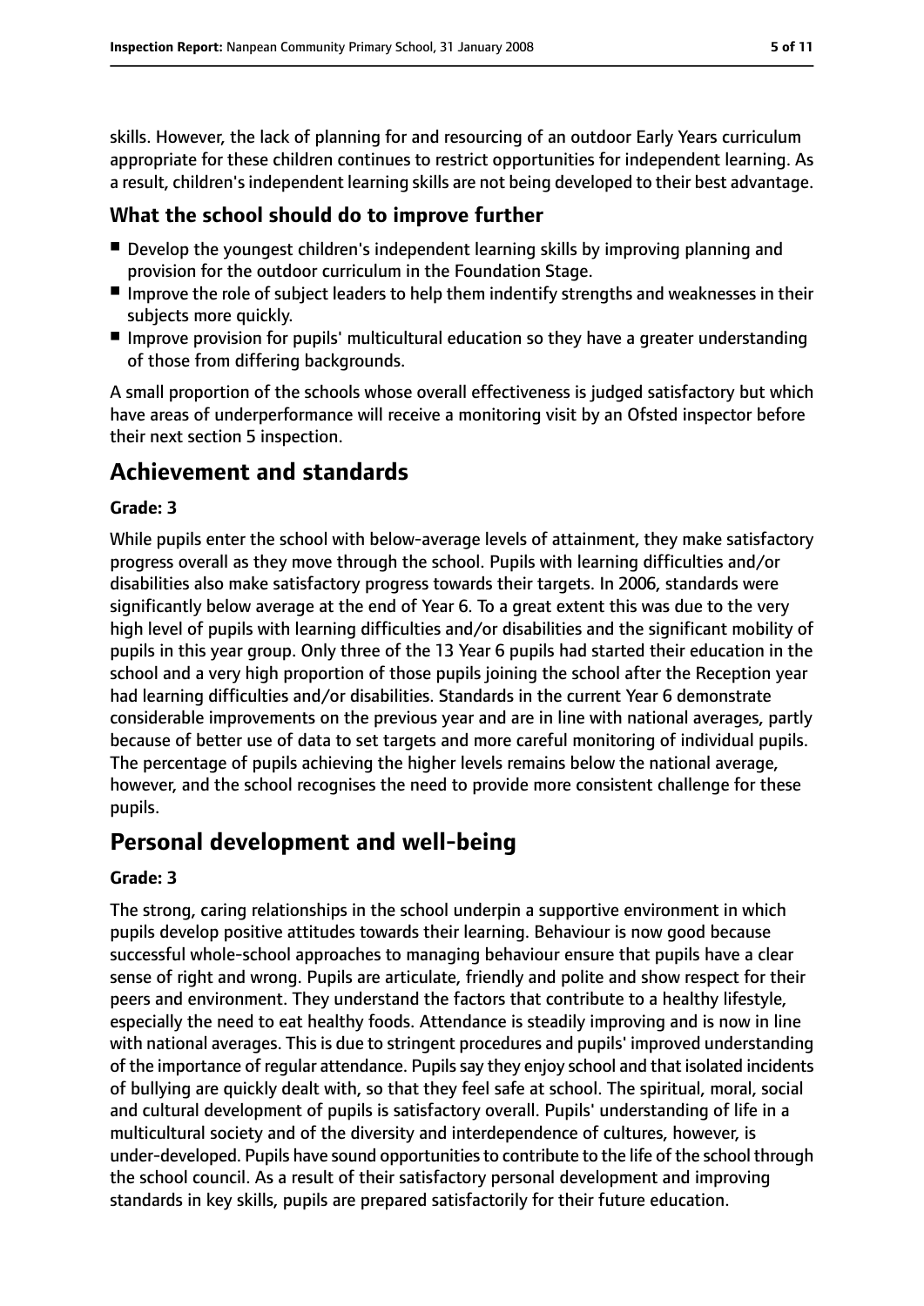skills. However, the lack of planning for and resourcing of an outdoor Early Years curriculum appropriate for these children continues to restrict opportunities for independent learning. As a result, children's independent learning skills are not being developed to their best advantage.

### What the school should do to improve further

- Develop the youngest children's independent learning skills by improving planning and provision for the outdoor curriculum in the Foundation Stage.
- Improve the role of subject leaders to help them indentify strengths and weaknesses in their subjects more quickly.
- Improve provision for pupils' multicultural education so they have a greater understanding of those from differing backgrounds.

A small proportion of the schools whose overall effectiveness is judged satisfactory but which have areas of underperformance will receive a monitoring visit by an Ofsted inspector before their next section 5 inspection.

## Achievement and standards

**Grade: 3**

While pupils enter the school with below-average levels of attainment, they make satisfactory progress overall as they move through the school. Pupils with learning difficulties and/or disabilities also make satisfactory progress towards their targets. In 2006, standards were significantly below average at the end of Year 6. To a great extent this was due to the very high level of pupils with learning difficulties and/or disabilities and the significant mobility of pupils in this year group. Only three of the 13 Year 6 pupils had started their education in the school and a very high proportion of those pupils joining the school after the Reception year had learning difficulties and/or disabilities. Standards in the current Year 6 demonstrate considerable improvements on the previous year and are in line with national averages, partly because of better use of data to set targets and more careful monitoring of individual pupils. The percentage of pupils achieving the higher levels remains below the national average, however, and the school recognises the need to provide more consistent challenge for these pupils.

## Personal development and well-being

**Grade: 3**

The strong, caring relationships in the school underpin a supportive environment in which pupils develop positive attitudes towards their learning. Behaviour is now good because successful whole-school approaches to managing behaviour ensure that pupils have a clear sense of right and wrong. Pupils are articulate, friendly and polite and show respect for their peers and environment. They understand the factors that contribute to a healthy lifestyle, especially the need to eat healthy foods. Attendance is steadily improving and is now in line with national averages. This is due to stringent procedures and pupils' improved understanding of the importance of regular attendance. Pupils say they enjoy school and that isolated incidents of bullying are quickly dealt with, so that they feel safe at school. The spiritual, moral, social and cultural development of pupils is satisfactory overall. Pupils' understanding of life in a multicultural society and of the diversity and interdependence of cultures, however, is under-developed. Pupils have sound opportunities to contribute to the life of the school through the school council. As a result of their satisfactory personal development and improving standards in key skills, pupils are prepared satisfactorily for their future education.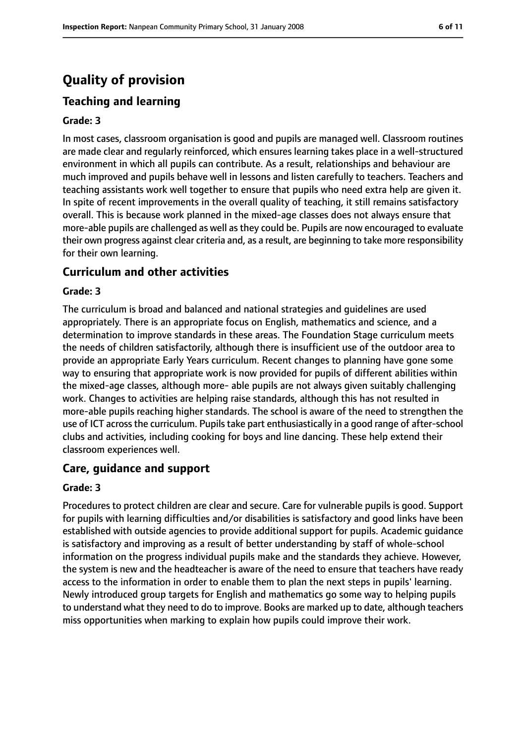# Quality of provision

## Teaching and learning

**Grade: 3**

In most cases, classroom organisation is good and pupils are managed well. Classroom routines are made clear and regularly reinforced, which ensures learning takes place in a well-structured environment in which all pupils can contribute. As a result, relationships and behaviour are much improved and pupils behave well in lessons and listen carefully to teachers. Teachers and teaching assistants work well together to ensure that pupils who need extra help are given it. In spite of recent improvements in the overall quality of teaching, it still remains satisfactory overall. This is because work planned in the mixed-age classes does not always ensure that more-able pupils are challenged as well as they could be. Pupils are now encouraged to evaluate their own progress against clear criteria and, as a result, are beginning to take more responsibility for their own learning.

## Curriculum and other activities

**Grade: 3**

The curriculum is broad and balanced and national strategies and guidelines are used appropriately. There is an appropriate focus on English, mathematics and science, and a determination to improve standards in these areas. The Foundation Stage curriculum meets the needs of children satisfactorily, although there is insufficient use of the outdoor area to provide an appropriate Early Years curriculum. Recent changes to planning have gone some way to ensuring that appropriate work is now provided for pupils of different abilities within the mixed-age classes, although more- able pupils are not always given suitably challenging work. Changes to activities are helping raise standards, although this has not resulted in more-able pupils reaching higher standards. The school is aware of the need to strengthen the use of ICT across the curriculum. Pupils take part enthusiastically in a good range of after-school clubs and activities, including cooking for boys and line dancing. These help extend their classroom experiences well.

## Care, guidance and support

**Grade: 3**

Procedures to protect children are clear and secure. Care for vulnerable pupils is good. Support for pupils with learning difficulties and/or disabilities is satisfactory and good links have been established with outside agencies to provide additional support for pupils. Academic guidance is satisfactory and improving as a result of better understanding by staff of whole-school information on the progress individual pupils make and the standards they achieve. However, the system is new and the headteacher is aware of the need to ensure that teachers have ready access to the information in order to enable them to plan the next steps in pupils' learning. Newly introduced group targets for English and mathematics go some way to helping pupils to understand what they need to do to improve. Books are marked up to date, although teachers miss opportunities when marking to explain how pupils could improve their work.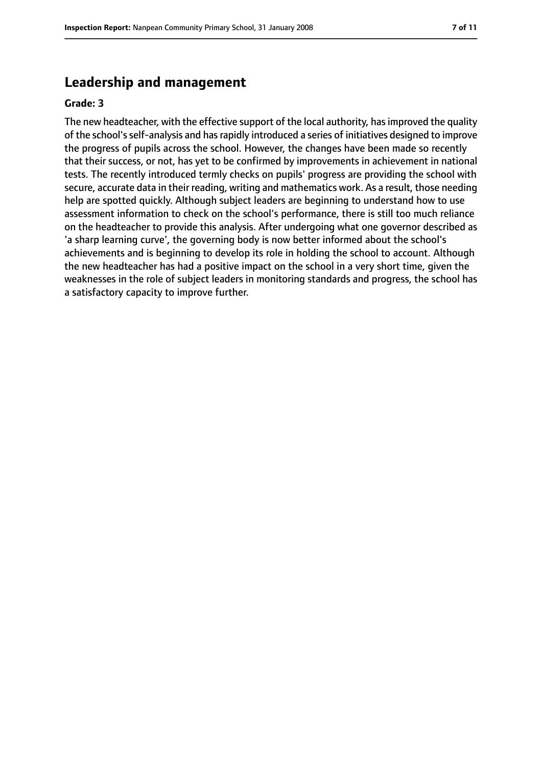## Leadership and management

**Grade: 3**

The new headteacher, with the effective support of the local authority, has improved the quality of the school's self-analysis and has rapidly introduced a series of initiatives designed to improve the progress of pupils across the school. However, the changes have been made so recently that their success, or not, has yet to be confirmed by improvements in achievement in national tests. The recently introduced termly checks on pupils' progress are providing the school with secure, accurate data in their reading, writing and mathematics work. As a result, those needing help are spotted quickly. Although subject leaders are beginning to understand how to use assessment information to check on the school's performance, there is still too much reliance on the headteacher to provide this analysis. After undergoing what one governor described as 'a sharp learning curve', the governing body is now better informed about the school's achievements and is beginning to develop its role in holding the school to account. Although the new headteacher has had a positive impact on the school in a very short time, given the weaknesses in the role of subject leaders in monitoring standards and progress, the school has a satisfactory capacity to improve further.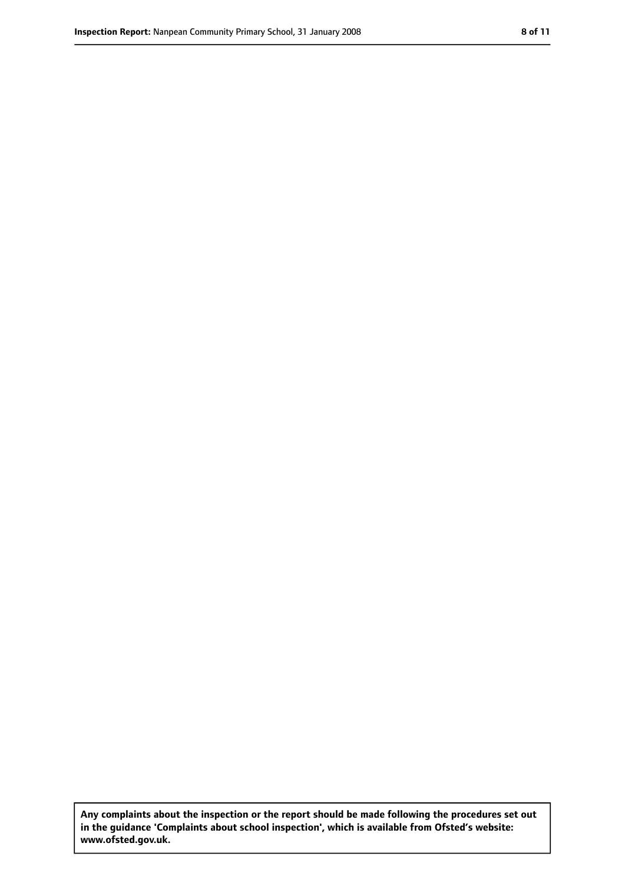**Any complaints about the inspection or the report should be made following the procedures set out in the guidance 'Complaints about school inspection', which is available from Ofsted's website: www.ofsted.gov.uk.**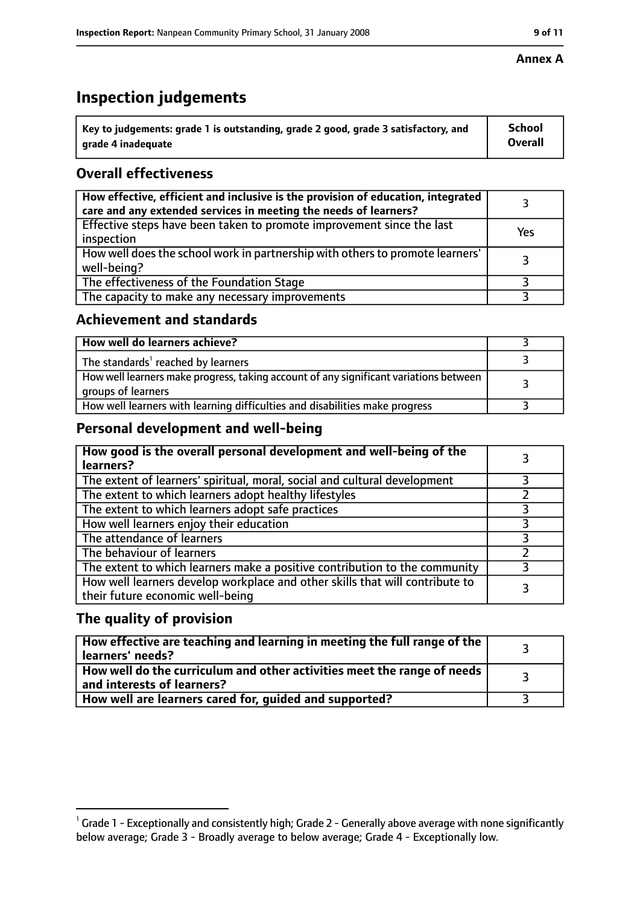**Annex A**

# Inspection judgements

| Key to judgements: grade 1 is outstanding, grade 2 good, grade 3 satisfactory, and grade 4 inadequate | School Overall |
|---|---|

## Overall effectiveness

| | |
|---|---|
| How effective, efficient and inclusive is the provision of education, integrated care and any extended services in meeting the needs of learners? | 3 |
| Effective steps have been taken to promote improvement since the last inspection | Yes |
| How well does the school work in partnership with others to promote learners' well-being? | 3 |
| The effectiveness of the Foundation Stage | 3 |
| The capacity to make any necessary improvements | 3 |

## Achievement and standards

| | |
|---|---|
| **How well do learners achieve?** | 3 |
| The standards[1] reached by learners | 3 |
| How well learners make progress, taking account of any significant variations between groups of learners | 3 |
| How well learners with learning difficulties and disabilities make progress | 3 |

## Personal development and well-being

| | |
|---|---|
| **How good is the overall personal development and well-being of the learners?** | 3 |
| The extent of learners' spiritual, moral, social and cultural development | 3 |
| The extent to which learners adopt healthy lifestyles | 2 |
| The extent to which learners adopt safe practices | 3 |
| How well learners enjoy their education | 3 |
| The attendance of learners | 3 |
| The behaviour of learners | 2 |
| The extent to which learners make a positive contribution to the community | 3 |
| How well learners develop workplace and other skills that will contribute to their future economic well-being | 3 |

## The quality of provision

| | |
|---|---|
| **How effective are teaching and learning in meeting the full range of the learners' needs?** | 3 |
| **How well do the curriculum and other activities meet the range of needs and interests of learners?** | 3 |
| **How well are learners cared for, guided and supported?** | 3 |

[1] Grade 1 - Exceptionally and consistently high; Grade 2 - Generally above average with none significantly below average; Grade 3 - Broadly average to below average; Grade 4 - Exceptionally low.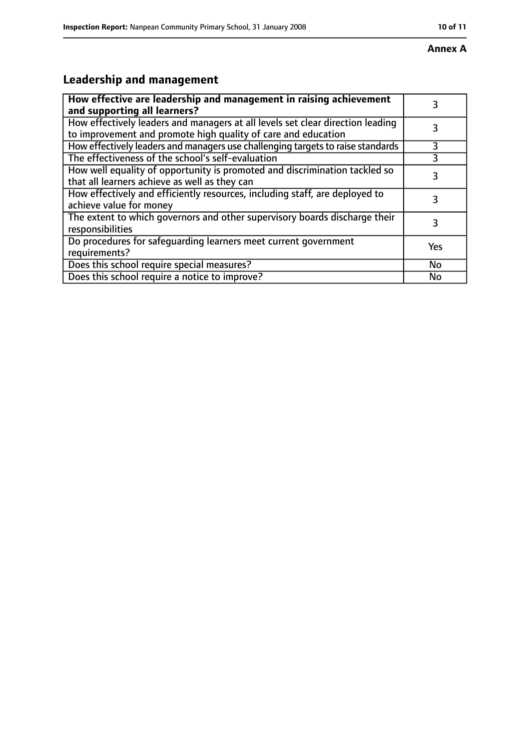**Annex A**

## Leadership and management

| | |
|---|---|
| **How effective are leadership and management in raising achievement and supporting all learners?** | 3 |
| How effectively leaders and managers at all levels set clear direction leading to improvement and promote high quality of care and education | 3 |
| How effectively leaders and managers use challenging targets to raise standards | 3 |
| The effectiveness of the school's self-evaluation | 3 |
| How well equality of opportunity is promoted and discrimination tackled so that all learners achieve as well as they can | 3 |
| How effectively and efficiently resources, including staff, are deployed to achieve value for money | 3 |
| The extent to which governors and other supervisory boards discharge their responsibilities | 3 |
| Do procedures for safeguarding learners meet current government requirements? | Yes |
| Does this school require special measures? | No |
| Does this school require a notice to improve? | No |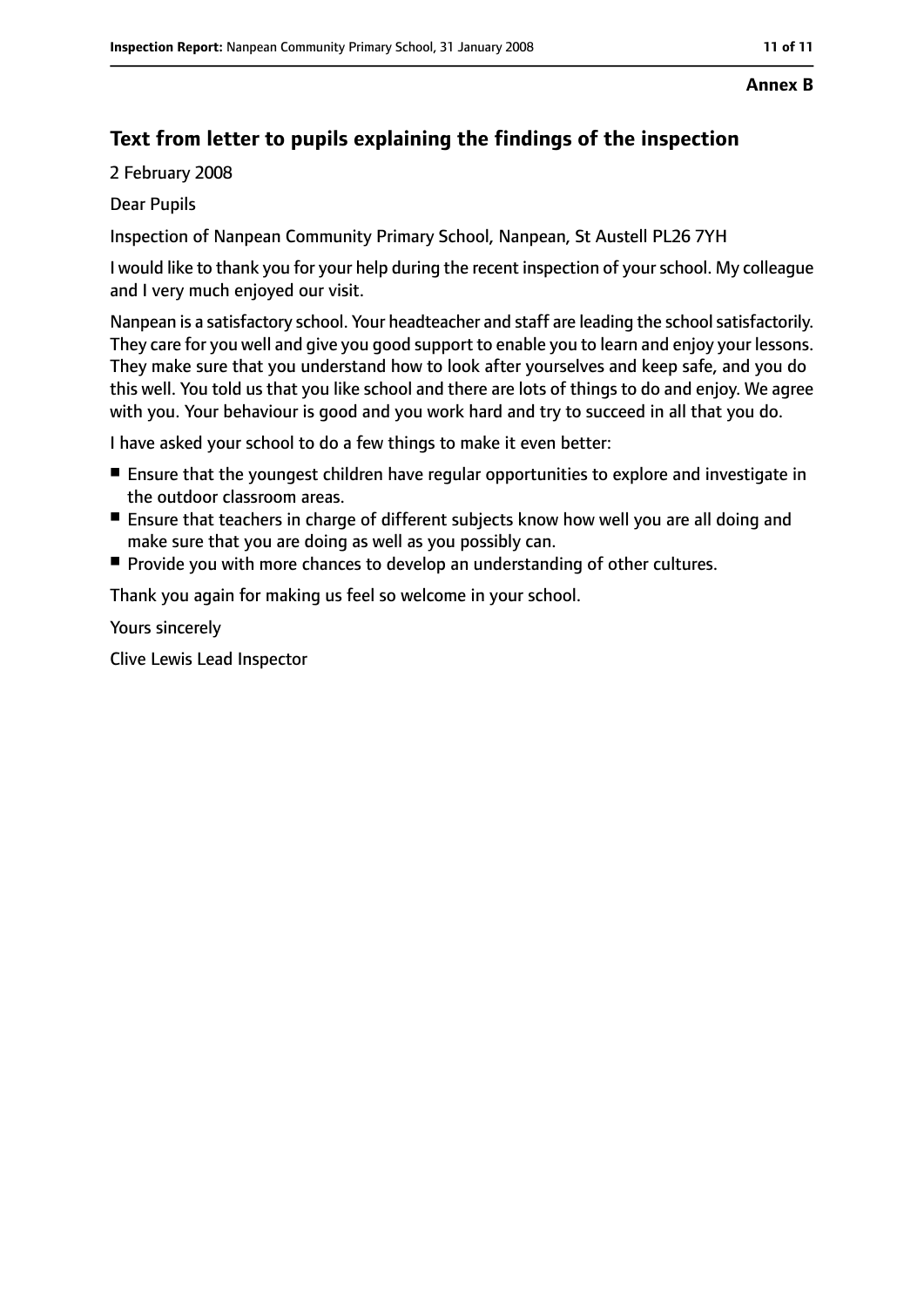**Annex B**

## Text from letter to pupils explaining the findings of the inspection

2 February 2008

Dear Pupils

Inspection of Nanpean Community Primary School, Nanpean, St Austell PL26 7YH

I would like to thank you for your help during the recent inspection of your school. My colleague and I very much enjoyed our visit.

Nanpean is a satisfactory school. Your headteacher and staff are leading the school satisfactorily. They care for you well and give you good support to enable you to learn and enjoy your lessons. They make sure that you understand how to look after yourselves and keep safe, and you do this well. You told us that you like school and there are lots of things to do and enjoy. We agree with you. Your behaviour is good and you work hard and try to succeed in all that you do.

I have asked your school to do a few things to make it even better:

- Ensure that the youngest children have regular opportunities to explore and investigate in the outdoor classroom areas.
- Ensure that teachers in charge of different subjects know how well you are all doing and make sure that you are doing as well as you possibly can.
- Provide you with more chances to develop an understanding of other cultures.

Thank you again for making us feel so welcome in your school.

Yours sincerely

Clive Lewis Lead Inspector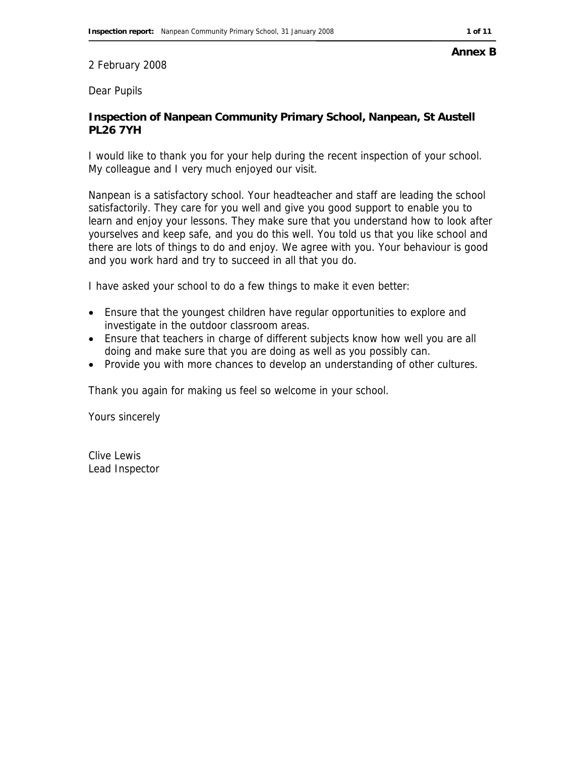**Annex B**

2 February 2008

Dear Pupils

**Inspection of Nanpean Community Primary School, Nanpean, St Austell PL26 7YH**

I would like to thank you for your help during the recent inspection of your school. My colleague and I very much enjoyed our visit.

Nanpean is a satisfactory school. Your headteacher and staff are leading the school satisfactorily. They care for you well and give you good support to enable you to learn and enjoy your lessons. They make sure that you understand how to look after yourselves and keep safe, and you do this well. You told us that you like school and there are lots of things to do and enjoy. We agree with you. Your behaviour is good and you work hard and try to succeed in all that you do.

I have asked your school to do a few things to make it even better:

- Ensure that the youngest children have regular opportunities to explore and investigate in the outdoor classroom areas.
- Ensure that teachers in charge of different subjects know how well you are all doing and make sure that you are doing as well as you possibly can.
- Provide you with more chances to develop an understanding of other cultures.

Thank you again for making us feel so welcome in your school.

Yours sincerely

Clive Lewis
Lead Inspector